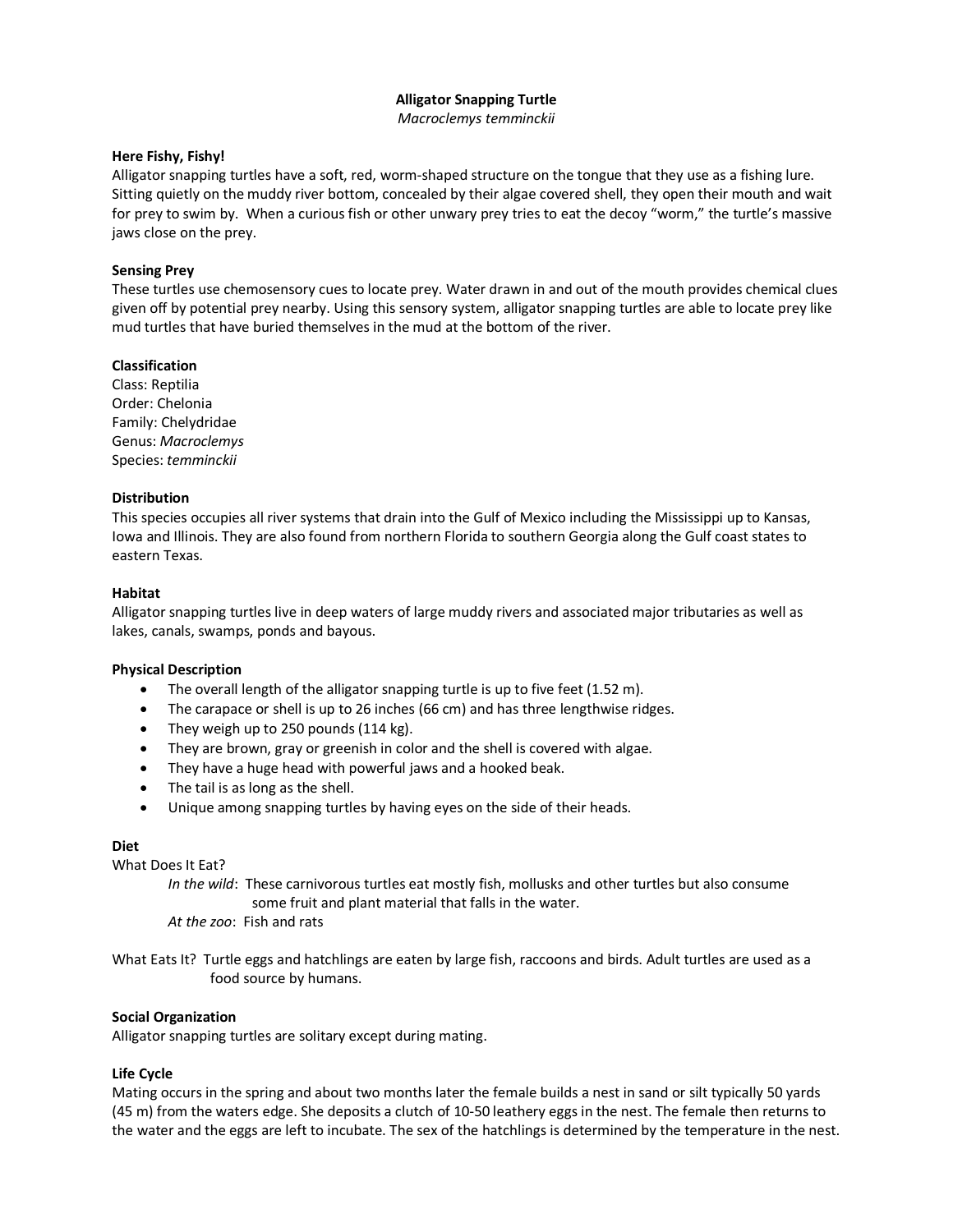# Alligator Snapping Turtle

*Macroclemys temminckii*

### Here Fishy, Fishy!

Alligator snapping turtles have a soft, red, worm-shaped structure on the tongue that they use as a fishing lure. Sitting quietly on the muddy river bottom, concealed by their algae covered shell, they open their mouth and wait for prey to swim by. When a curious fish or other unwary prey tries to eat the decoy "worm," the turtle's massive jaws close on the prey.

### Sensing Prey

These turtles use chemosensory cues to locate prey. Water drawn in and out of the mouth provides chemical clues given off by potential prey nearby. Using this sensory system, alligator snapping turtles are able to locate prey like mud turtles that have buried themselves in the mud at the bottom of the river.

### Classification

Class: Reptilia
Order: Chelonia
Family: Chelydridae
Genus: *Macroclemys*
Species: *temminckii*

### Distribution

This species occupies all river systems that drain into the Gulf of Mexico including the Mississippi up to Kansas, Iowa and Illinois. They are also found from northern Florida to southern Georgia along the Gulf coast states to eastern Texas.

### Habitat

Alligator snapping turtles live in deep waters of large muddy rivers and associated major tributaries as well as lakes, canals, swamps, ponds and bayous.

### Physical Description

- The overall length of the alligator snapping turtle is up to five feet (1.52 m).
- The carapace or shell is up to 26 inches (66 cm) and has three lengthwise ridges.
- They weigh up to 250 pounds (114 kg).
- They are brown, gray or greenish in color and the shell is covered with algae.
- They have a huge head with powerful jaws and a hooked beak.
- The tail is as long as the shell.
- Unique among snapping turtles by having eyes on the side of their heads.

### Diet

What Does It Eat?

*In the wild*: These carnivorous turtles eat mostly fish, mollusks and other turtles but also consume some fruit and plant material that falls in the water.

*At the zoo*: Fish and rats

What Eats It? Turtle eggs and hatchlings are eaten by large fish, raccoons and birds. Adult turtles are used as a food source by humans.

### Social Organization

Alligator snapping turtles are solitary except during mating.

### Life Cycle

Mating occurs in the spring and about two months later the female builds a nest in sand or silt typically 50 yards (45 m) from the waters edge. She deposits a clutch of 10-50 leathery eggs in the nest. The female then returns to the water and the eggs are left to incubate. The sex of the hatchlings is determined by the temperature in the nest.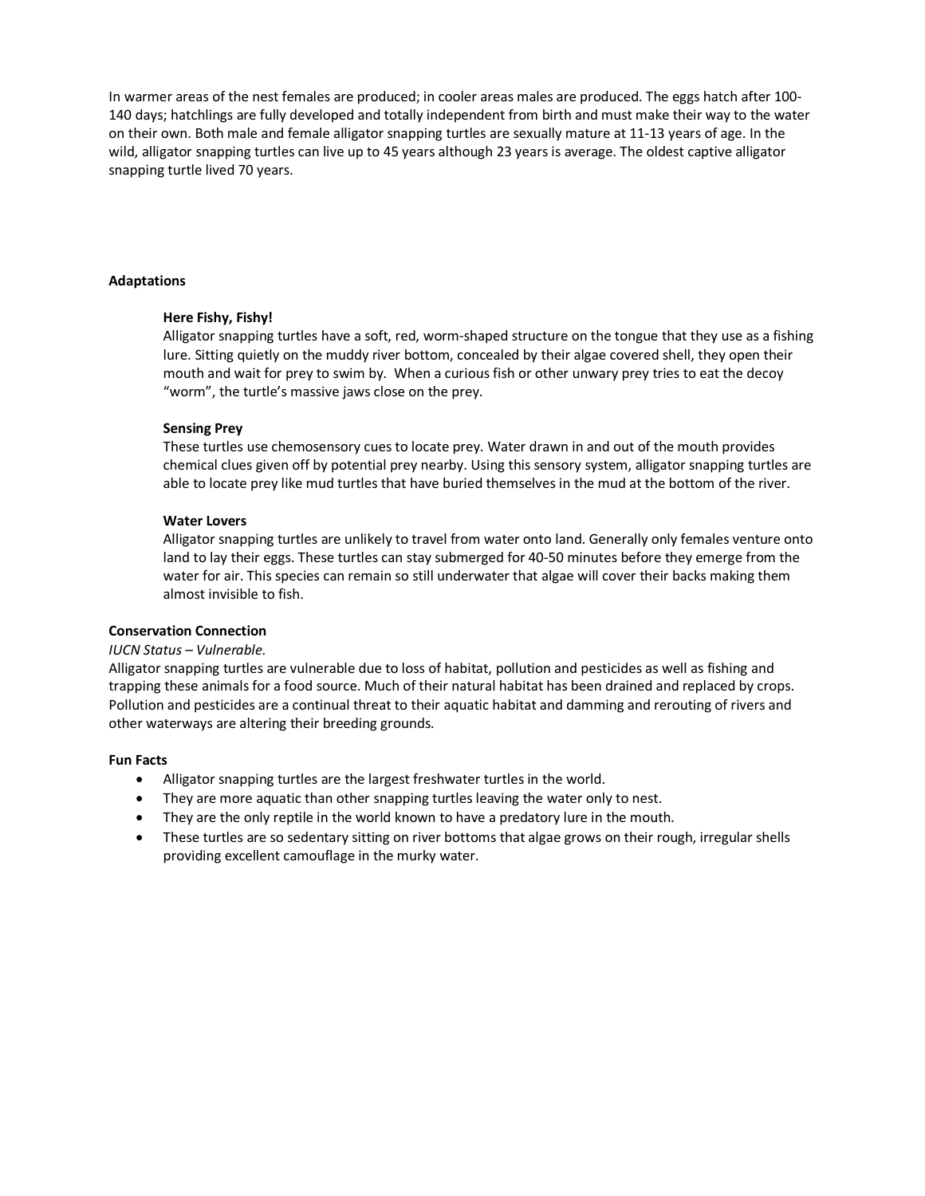In warmer areas of the nest females are produced; in cooler areas males are produced. The eggs hatch after 100-140 days; hatchlings are fully developed and totally independent from birth and must make their way to the water on their own. Both male and female alligator snapping turtles are sexually mature at 11-13 years of age. In the wild, alligator snapping turtles can live up to 45 years although 23 years is average. The oldest captive alligator snapping turtle lived 70 years.

## Adaptations

### Here Fishy, Fishy!

Alligator snapping turtles have a soft, red, worm-shaped structure on the tongue that they use as a fishing lure. Sitting quietly on the muddy river bottom, concealed by their algae covered shell, they open their mouth and wait for prey to swim by. When a curious fish or other unwary prey tries to eat the decoy "worm", the turtle's massive jaws close on the prey.

### Sensing Prey

These turtles use chemosensory cues to locate prey. Water drawn in and out of the mouth provides chemical clues given off by potential prey nearby. Using this sensory system, alligator snapping turtles are able to locate prey like mud turtles that have buried themselves in the mud at the bottom of the river.

### Water Lovers

Alligator snapping turtles are unlikely to travel from water onto land. Generally only females venture onto land to lay their eggs. These turtles can stay submerged for 40-50 minutes before they emerge from the water for air. This species can remain so still underwater that algae will cover their backs making them almost invisible to fish.

## Conservation Connection

*IUCN Status – Vulnerable.*

Alligator snapping turtles are vulnerable due to loss of habitat, pollution and pesticides as well as fishing and trapping these animals for a food source. Much of their natural habitat has been drained and replaced by crops. Pollution and pesticides are a continual threat to their aquatic habitat and damming and rerouting of rivers and other waterways are altering their breeding grounds.

## Fun Facts

- Alligator snapping turtles are the largest freshwater turtles in the world.
- They are more aquatic than other snapping turtles leaving the water only to nest.
- They are the only reptile in the world known to have a predatory lure in the mouth.
- These turtles are so sedentary sitting on river bottoms that algae grows on their rough, irregular shells providing excellent camouflage in the murky water.